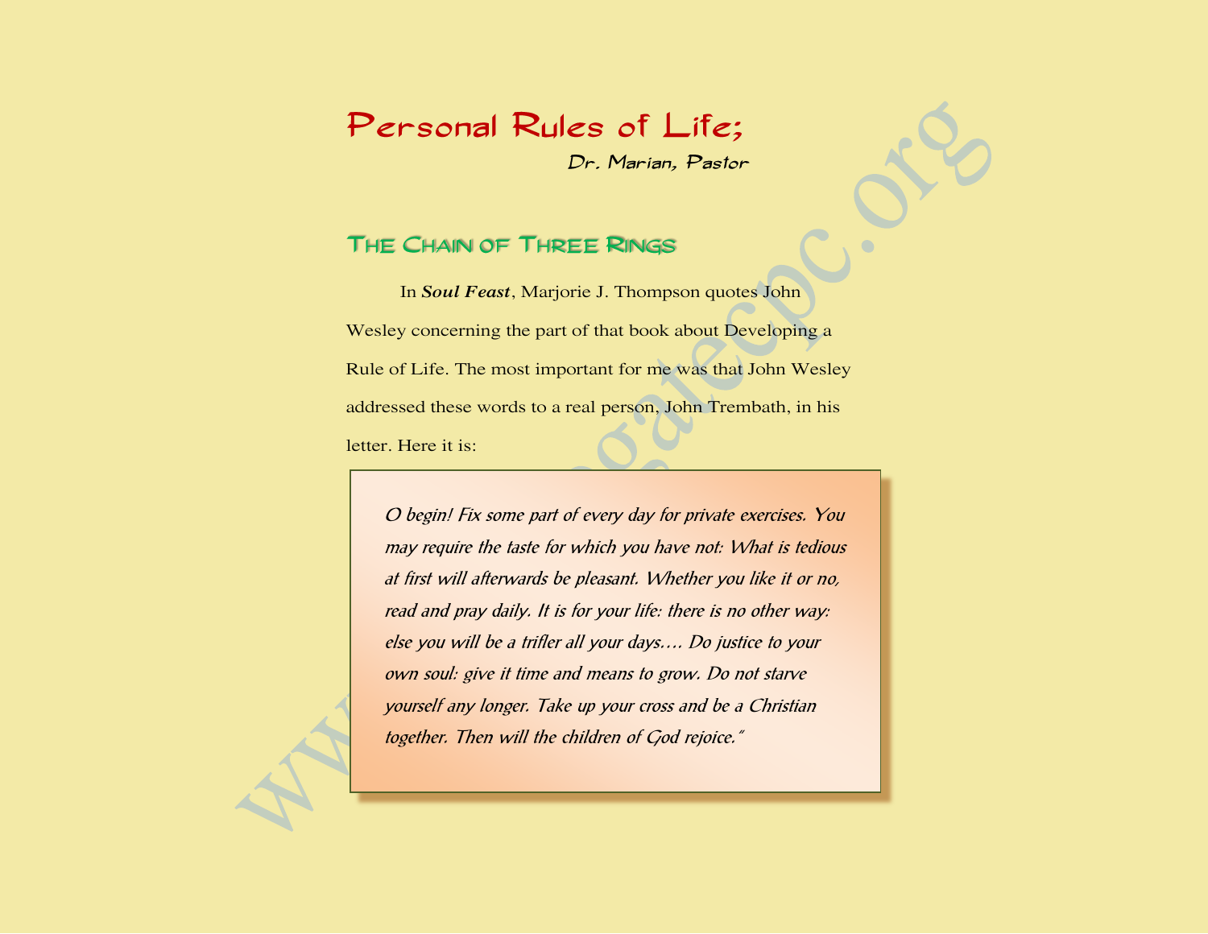# Personal Rules of Life;

Dr. Marian, Pastor

## The Chain of Three Rings

In ***Soul Feast***, Marjorie J. Thompson quotes John Wesley concerning the part of that book about Developing a Rule of Life. The most important for me was that John Wesley addressed these words to a real person, John Trembath, in his letter. Here it is:

> *O begin! Fix some part of every day for private exercises. You may require the taste for which you have not: What is tedious at first will afterwards be pleasant. Whether you like it or no, read and pray daily. It is for your life: there is no other way: else you will be a trifler all your days.... Do justice to your own soul: give it time and means to grow. Do not starve yourself any longer. Take up your cross and be a Christian together. Then will the children of God rejoice."*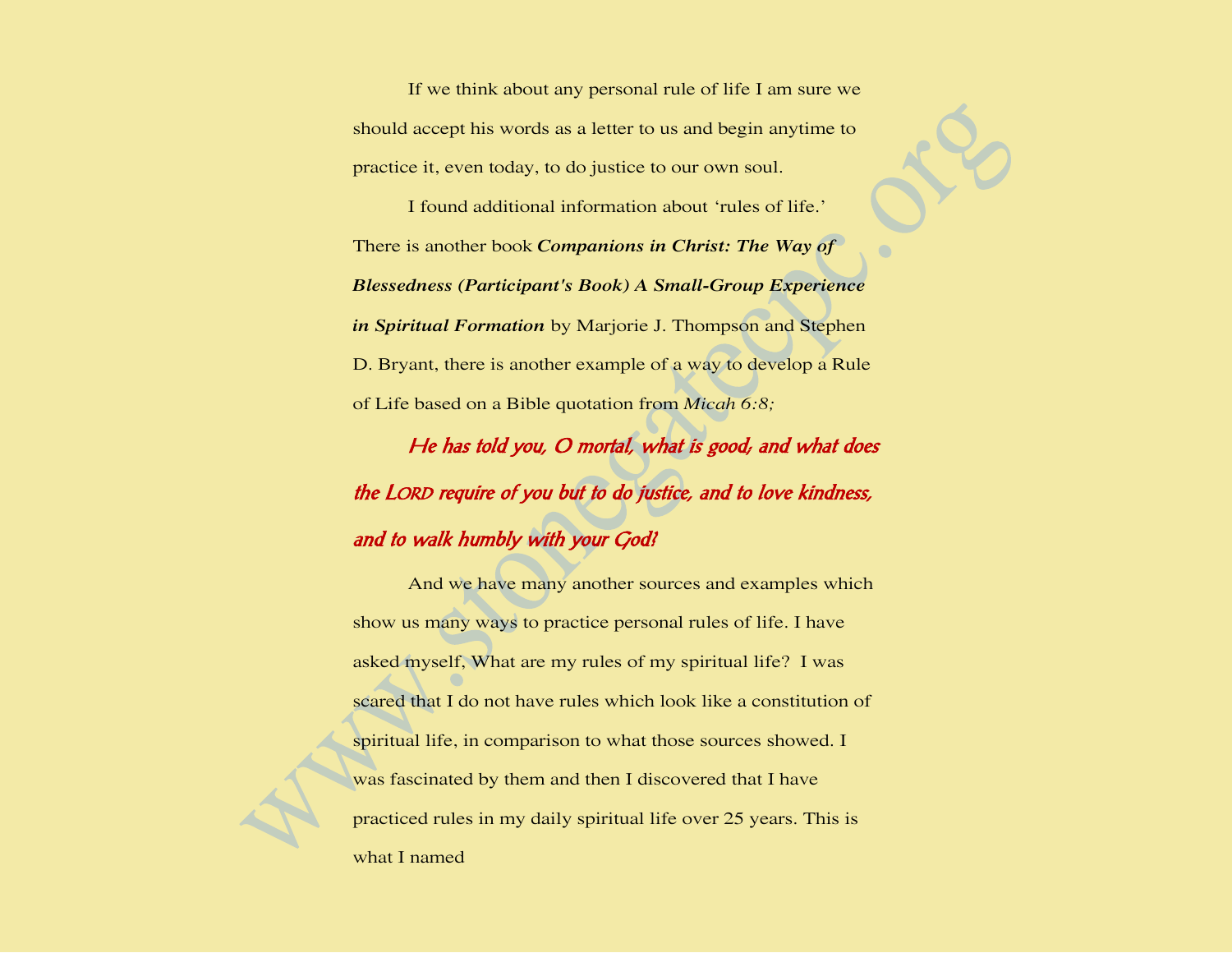If we think about any personal rule of life I am sure we should accept his words as a letter to us and begin anytime to practice it, even today, to do justice to our own soul.

I found additional information about 'rules of life.' There is another book ***Companions in Christ: The Way of Blessedness (Participant's Book) A Small-Group Experience in Spiritual Formation*** by Marjorie J. Thompson and Stephen D. Bryant, there is another example of a way to develop a Rule of Life based on a Bible quotation from *Micah 6:8;*

*He has told you, O mortal, what is good; and what does the LORD require of you but to do justice, and to love kindness, and to walk humbly with your God?*

And we have many another sources and examples which show us many ways to practice personal rules of life. I have asked myself, What are my rules of my spiritual life? I was scared that I do not have rules which look like a constitution of spiritual life, in comparison to what those sources showed. I was fascinated by them and then I discovered that I have practiced rules in my daily spiritual life over 25 years. This is what I named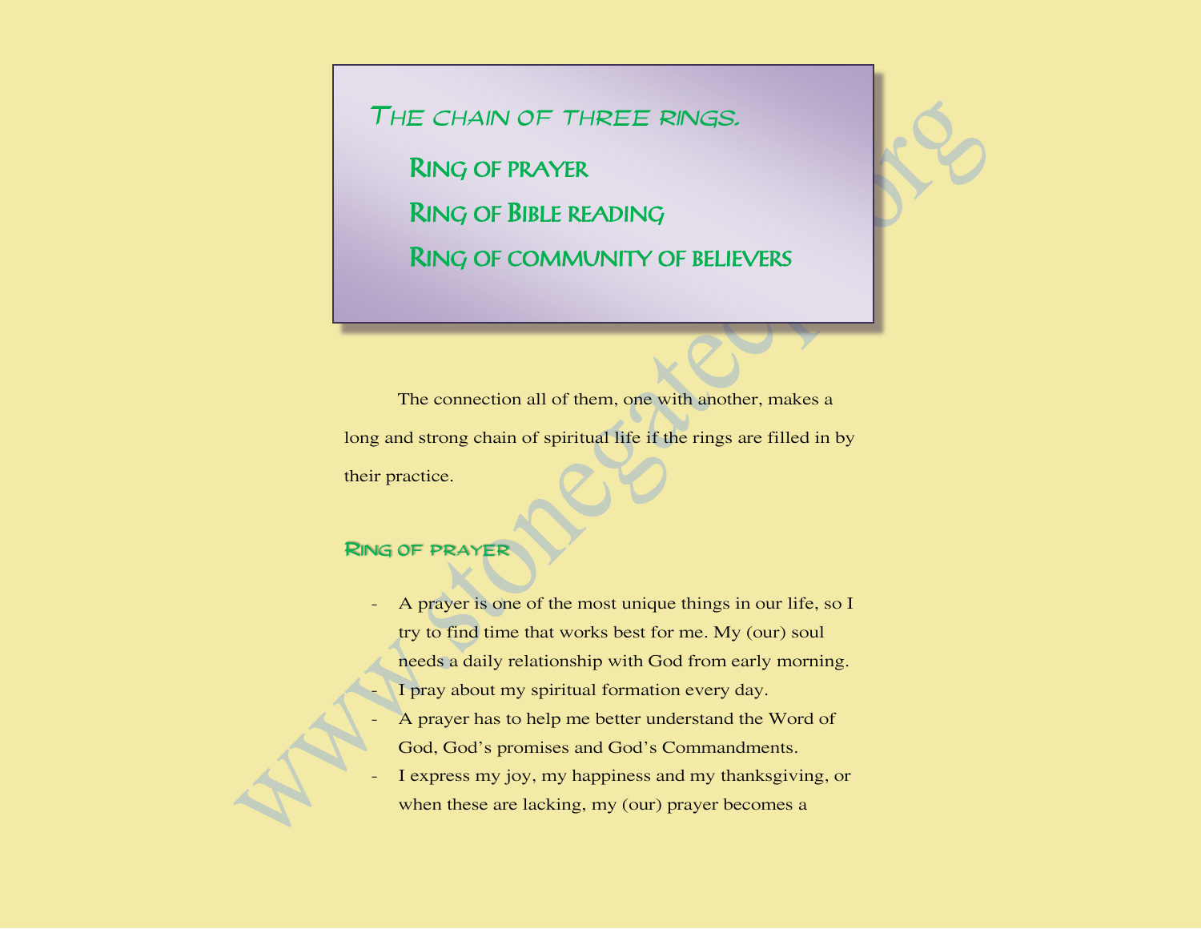## The chain of three rings.

- Ring of prayer
- Ring of Bible reading
- Ring of community of believers

The connection all of them, one with another, makes a long and strong chain of spiritual life if the rings are filled in by their practice.

### Ring of prayer

- A prayer is one of the most unique things in our life, so I try to find time that works best for me. My (our) soul needs a daily relationship with God from early morning.
- I pray about my spiritual formation every day.
- A prayer has to help me better understand the Word of God, God's promises and God's Commandments.
- I express my joy, my happiness and my thanksgiving, or when these are lacking, my (our) prayer becomes a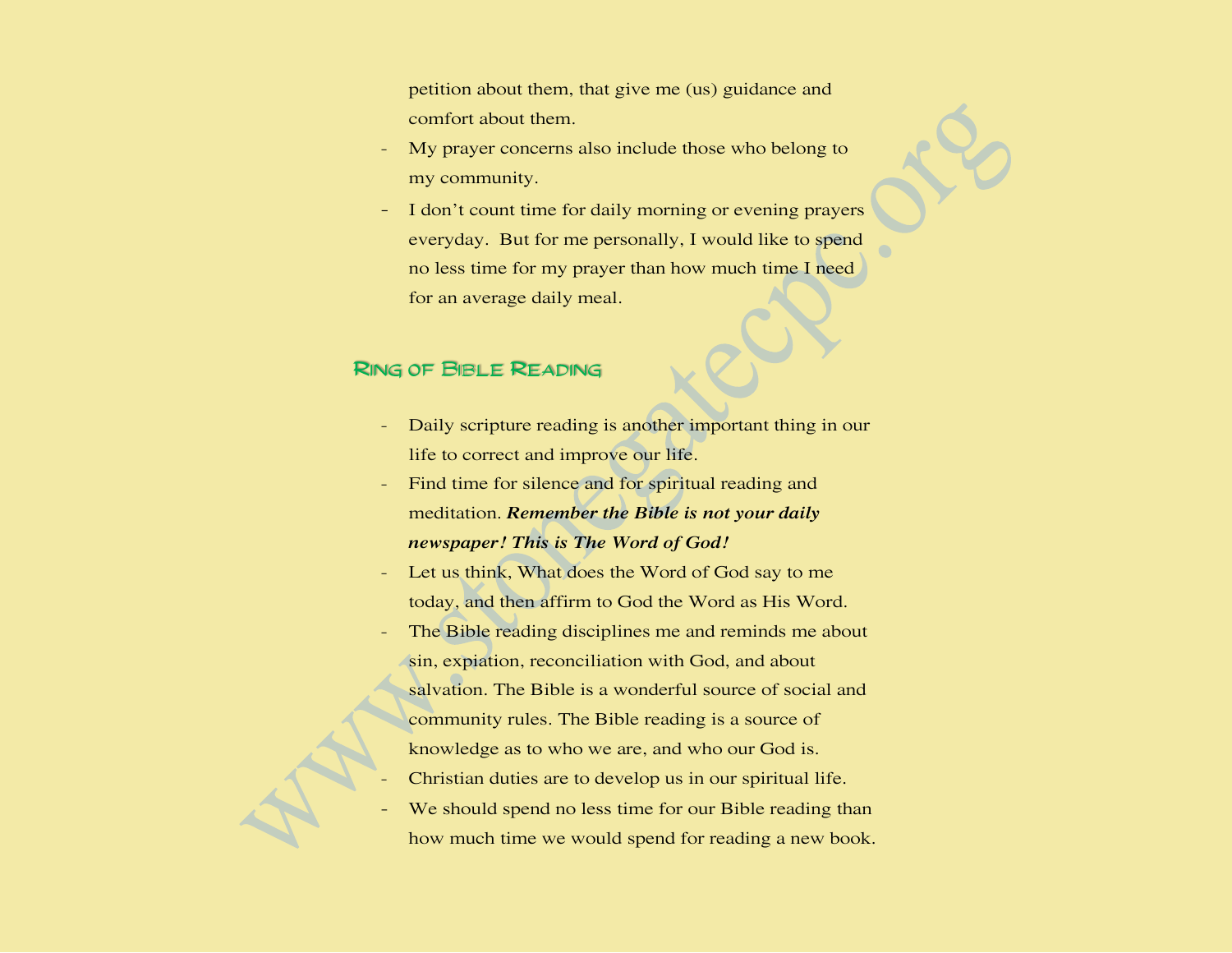petition about them, that give me (us) guidance and comfort about them.

- My prayer concerns also include those who belong to my community.
- I don't count time for daily morning or evening prayers everyday. But for me personally, I would like to spend no less time for my prayer than how much time I need for an average daily meal.

## Ring of Bible Reading

- Daily scripture reading is another important thing in our life to correct and improve our life.
- Find time for silence and for spiritual reading and meditation. ***Remember the Bible is not your daily newspaper! This is The Word of God!***
- Let us think, What does the Word of God say to me today, and then affirm to God the Word as His Word.
- The Bible reading disciplines me and reminds me about sin, expiation, reconciliation with God, and about salvation. The Bible is a wonderful source of social and community rules. The Bible reading is a source of knowledge as to who we are, and who our God is.
- Christian duties are to develop us in our spiritual life.
- We should spend no less time for our Bible reading than how much time we would spend for reading a new book.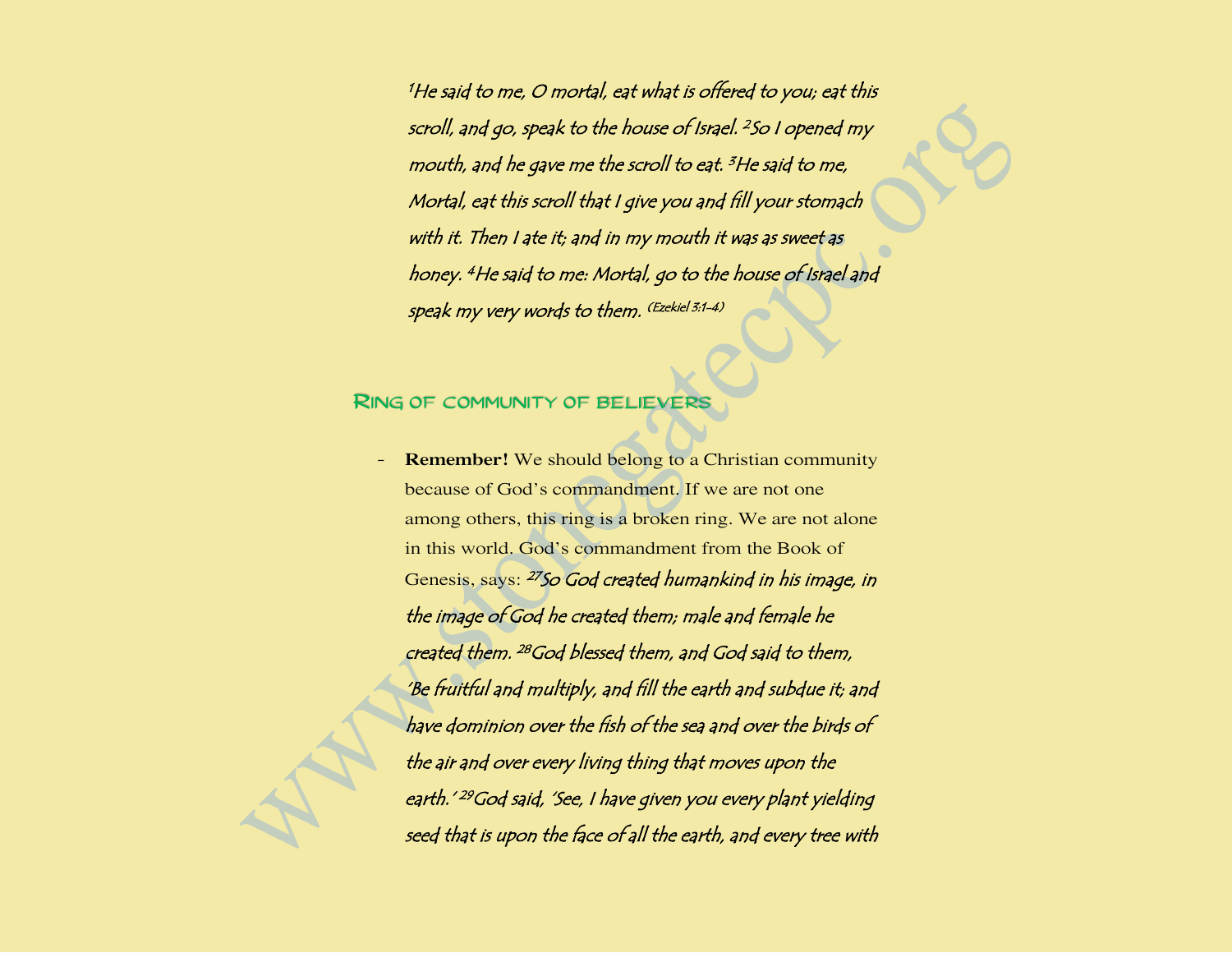*[1]He said to me, O mortal, eat what is offered to you; eat this scroll, and go, speak to the house of Israel. [2]So I opened my mouth, and he gave me the scroll to eat. [3]He said to me, Mortal, eat this scroll that I give you and fill your stomach with it. Then I ate it; and in my mouth it was as sweet as honey. [4]He said to me: Mortal, go to the house of Israel and speak my very words to them.* (Ezekiel 3:1–4)

## Ring of community of believers

- **Remember!** We should belong to a Christian community because of God's commandment. If we are not one among others, this ring is a broken ring. We are not alone in this world. God's commandment from the Book of Genesis, says: *[27]So God created humankind in his image, in the image of God he created them; male and female he created them. [28]God blessed them, and God said to them, 'Be fruitful and multiply, and fill the earth and subdue it; and have dominion over the fish of the sea and over the birds of the air and over every living thing that moves upon the earth.' [29]God said, 'See, I have given you every plant yielding seed that is upon the face of all the earth, and every tree with*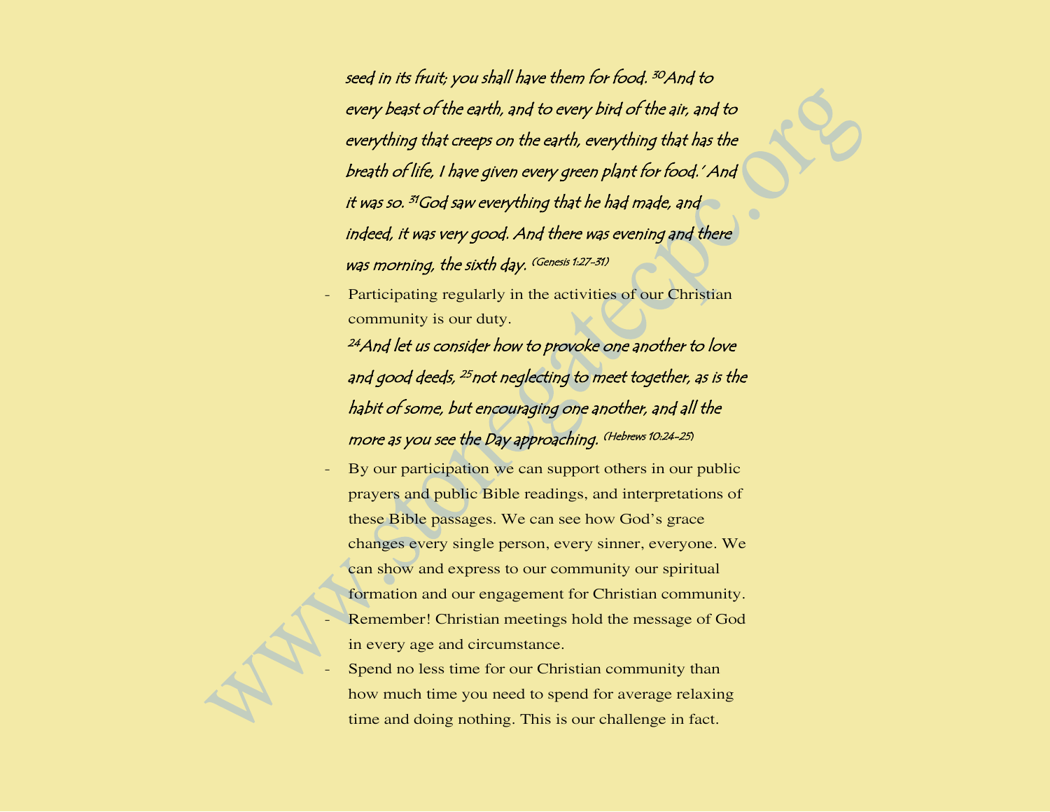*seed in its fruit; you shall have them for food. [30]And to every beast of the earth, and to every bird of the air, and to everything that creeps on the earth, everything that has the breath of life, I have given every green plant for food.' And it was so. [31]God saw everything that he had made, and indeed, it was very good. And there was evening and there was morning, the sixth day.* (Genesis 1:27-31)

- Participating regularly in the activities of our Christian community is our duty.

  *[24]And let us consider how to provoke one another to love and good deeds, [25]not neglecting to meet together, as is the habit of some, but encouraging one another, and all the more as you see the Day approaching.* (Hebrews 10:24-25)

- By our participation we can support others in our public prayers and public Bible readings, and interpretations of these Bible passages. We can see how God's grace changes every single person, every sinner, everyone. We can show and express to our community our spiritual formation and our engagement for Christian community.
- Remember! Christian meetings hold the message of God in every age and circumstance.
- Spend no less time for our Christian community than how much time you need to spend for average relaxing time and doing nothing. This is our challenge in fact.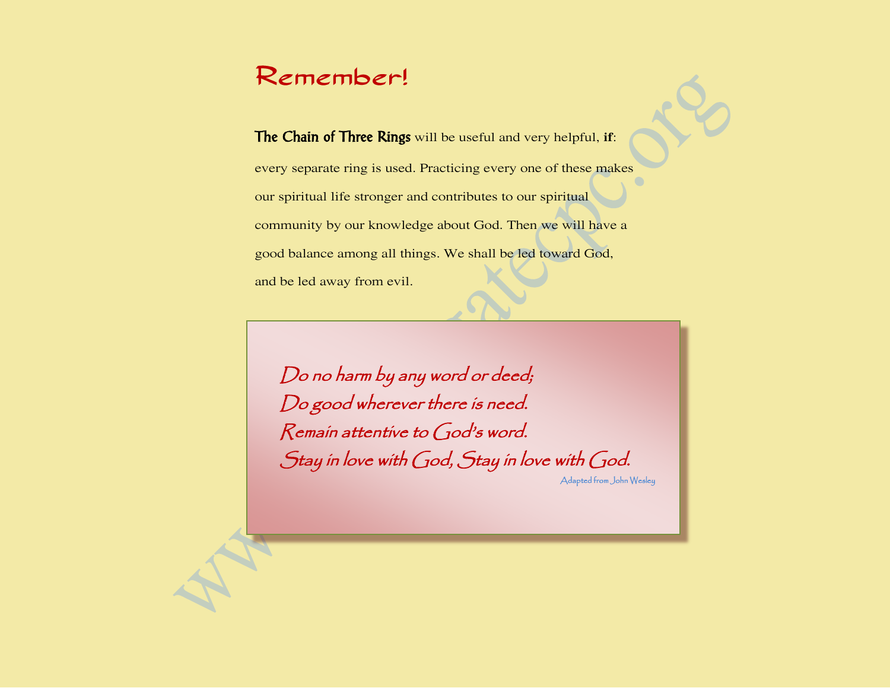# Remember!

**The Chain of Three Rings** will be useful and very helpful, **if**: every separate ring is used. Practicing every one of these makes our spiritual life stronger and contributes to our spiritual community by our knowledge about God. Then we will have a good balance among all things. We shall be led toward God, and be led away from evil.

*Do no harm by any word or deed;*
*Do good wherever there is need.*
*Remain attentive to God's word.*
*Stay in love with God, Stay in love with God.*

Adapted from John Wesley